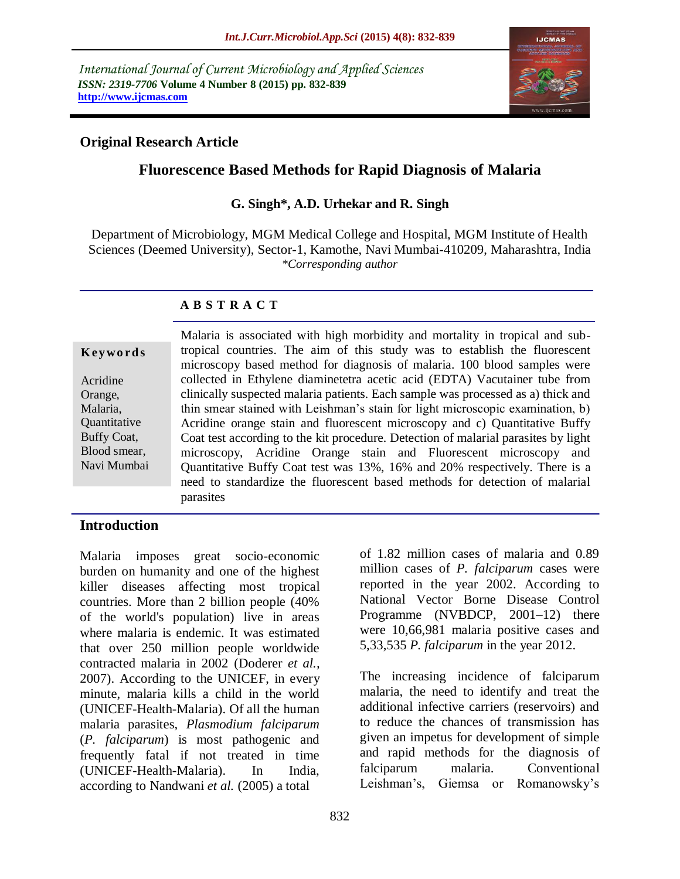International Journal of Current Microbiology and Applied Sciences
*ISSN: 2319-7706* **Volume 4 Number 8 (2015) pp. 832-839**
**http://www.ijcmas.com**

**Original Research Article**

# Fluorescence Based Methods for Rapid Diagnosis of Malaria

**G. Singh*, A.D. Urhekar and R. Singh**

Department of Microbiology, MGM Medical College and Hospital, MGM Institute of Health Sciences (Deemed University), Sector-1, Kamothe, Navi Mumbai-410209, Maharashtra, India
*\*Corresponding author*

## A B S T R A C T

**Keywords**

Acridine Orange, Malaria, Quantitative Buffy Coat, Blood smear, Navi Mumbai

Malaria is associated with high morbidity and mortality in tropical and sub-tropical countries. The aim of this study was to establish the fluorescent microscopy based method for diagnosis of malaria. 100 blood samples were collected in Ethylene diaminetetra acetic acid (EDTA) Vacutainer tube from clinically suspected malaria patients. Each sample was processed as a) thick and thin smear stained with Leishman's stain for light microscopic examination, b) Acridine orange stain and fluorescent microscopy and c) Quantitative Buffy Coat test according to the kit procedure. Detection of malarial parasites by light microscopy, Acridine Orange stain and Fluorescent microscopy and Quantitative Buffy Coat test was 13%, 16% and 20% respectively. There is a need to standardize the fluorescent based methods for detection of malarial parasites

## Introduction

Malaria imposes great socio-economic burden on humanity and one of the highest killer diseases affecting most tropical countries. More than 2 billion people (40% of the world's population) live in areas where malaria is endemic. It was estimated that over 250 million people worldwide contracted malaria in 2002 (Doderer *et al.,* 2007). According to the UNICEF, in every minute, malaria kills a child in the world (UNICEF-Health-Malaria). Of all the human malaria parasites, *Plasmodium falciparum* (*P. falciparum*) is most pathogenic and frequently fatal if not treated in time (UNICEF-Health-Malaria). In India, according to Nandwani *et al.* (2005) a total of 1.82 million cases of malaria and 0.89 million cases of *P. falciparum* cases were reported in the year 2002. According to National Vector Borne Disease Control Programme (NVBDCP, 2001–12) there were 10,66,981 malaria positive cases and 5,33,535 *P. falciparum* in the year 2012.

The increasing incidence of falciparum malaria, the need to identify and treat the additional infective carriers (reservoirs) and to reduce the chances of transmission has given an impetus for development of simple and rapid methods for the diagnosis of falciparum malaria. Conventional Leishman's, Giemsa or Romanowsky's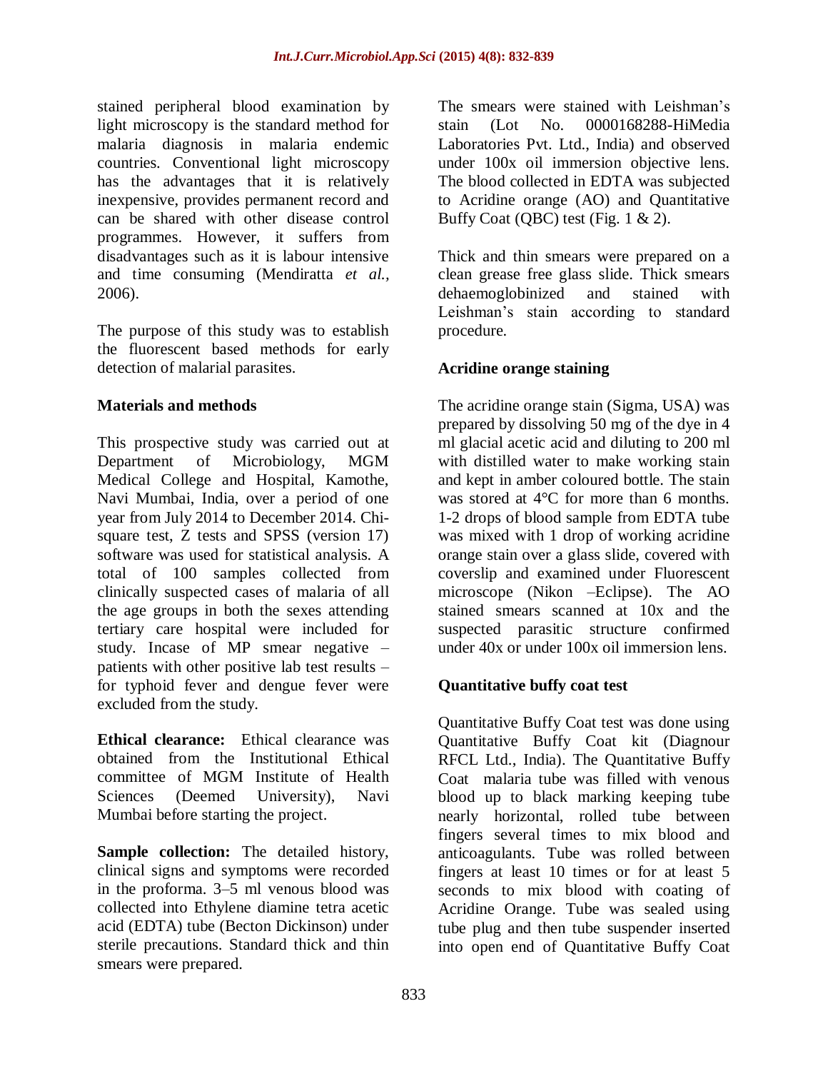stained peripheral blood examination by light microscopy is the standard method for malaria diagnosis in malaria endemic countries. Conventional light microscopy has the advantages that it is relatively inexpensive, provides permanent record and can be shared with other disease control programmes. However, it suffers from disadvantages such as it is labour intensive and time consuming (Mendiratta *et al.,* 2006).

The purpose of this study was to establish the fluorescent based methods for early detection of malarial parasites.

## Materials and methods

This prospective study was carried out at Department of Microbiology, MGM Medical College and Hospital, Kamothe, Navi Mumbai, India, over a period of one year from July 2014 to December 2014. Chi-square test, Z tests and SPSS (version 17) software was used for statistical analysis. A total of 100 samples collected from clinically suspected cases of malaria of all the age groups in both the sexes attending tertiary care hospital were included for study. Incase of MP smear negative – patients with other positive lab test results – for typhoid fever and dengue fever were excluded from the study.

**Ethical clearance:** Ethical clearance was obtained from the Institutional Ethical committee of MGM Institute of Health Sciences (Deemed University), Navi Mumbai before starting the project.

**Sample collection:** The detailed history, clinical signs and symptoms were recorded in the proforma. 3–5 ml venous blood was collected into Ethylene diamine tetra acetic acid (EDTA) tube (Becton Dickinson) under sterile precautions. Standard thick and thin smears were prepared.

The smears were stained with Leishman's stain (Lot No. 0000168288-HiMedia Laboratories Pvt. Ltd., India) and observed under 100x oil immersion objective lens. The blood collected in EDTA was subjected to Acridine orange (AO) and Quantitative Buffy Coat (QBC) test (Fig. 1 & 2).

Thick and thin smears were prepared on a clean grease free glass slide. Thick smears dehaemoglobinized and stained with Leishman's stain according to standard procedure.

### Acridine orange staining

The acridine orange stain (Sigma, USA) was prepared by dissolving 50 mg of the dye in 4 ml glacial acetic acid and diluting to 200 ml with distilled water to make working stain and kept in amber coloured bottle. The stain was stored at 4°C for more than 6 months. 1-2 drops of blood sample from EDTA tube was mixed with 1 drop of working acridine orange stain over a glass slide, covered with coverslip and examined under Fluorescent microscope (Nikon –Eclipse). The AO stained smears scanned at 10x and the suspected parasitic structure confirmed under 40x or under 100x oil immersion lens.

### Quantitative buffy coat test

Quantitative Buffy Coat test was done using Quantitative Buffy Coat kit (Diagnour RFCL Ltd., India). The Quantitative Buffy Coat malaria tube was filled with venous blood up to black marking keeping tube nearly horizontal, rolled tube between fingers several times to mix blood and anticoagulants. Tube was rolled between fingers at least 10 times or for at least 5 seconds to mix blood with coating of Acridine Orange. Tube was sealed using tube plug and then tube suspender inserted into open end of Quantitative Buffy Coat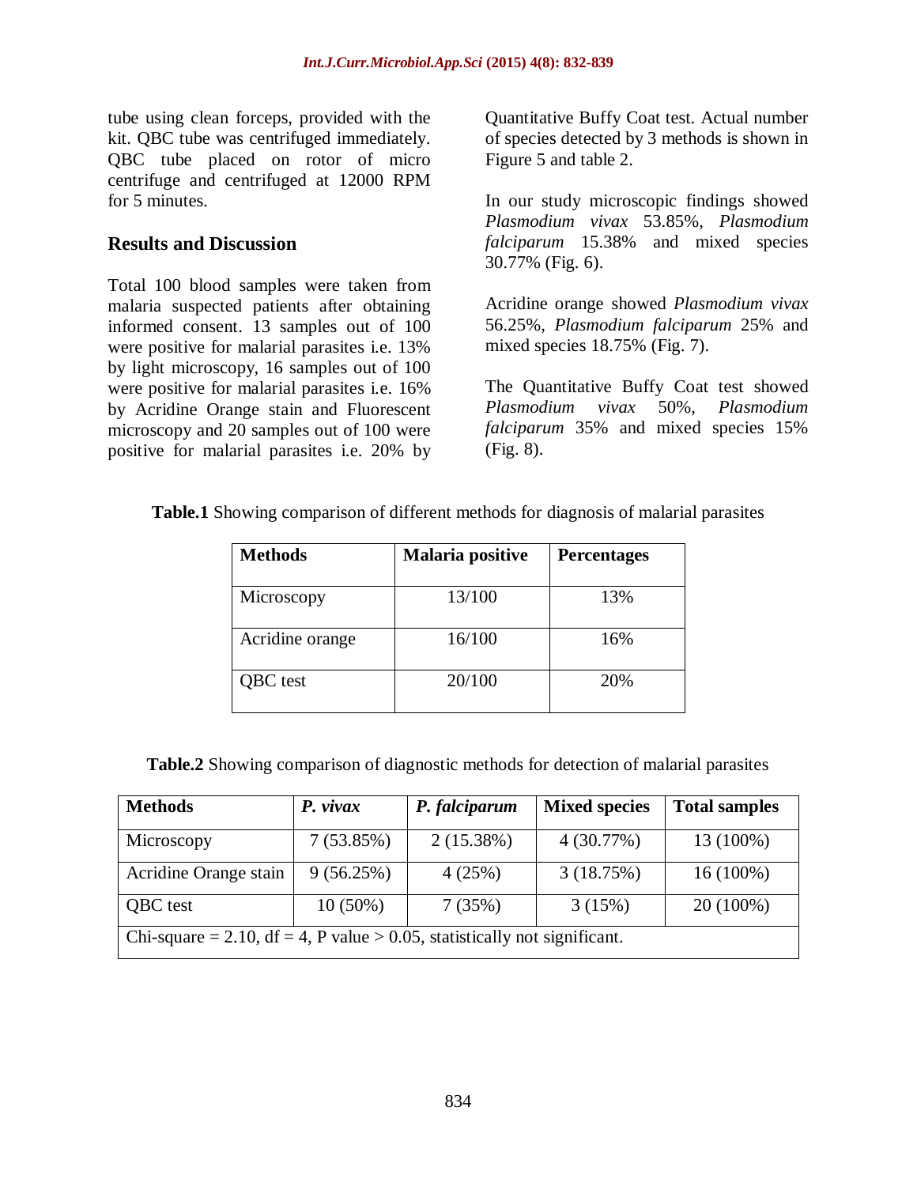tube using clean forceps, provided with the kit. QBC tube was centrifuged immediately. QBC tube placed on rotor of micro centrifuge and centrifuged at 12000 RPM for 5 minutes.

## Results and Discussion

Total 100 blood samples were taken from malaria suspected patients after obtaining informed consent. 13 samples out of 100 were positive for malarial parasites i.e. 13% by light microscopy, 16 samples out of 100 were positive for malarial parasites i.e. 16% by Acridine Orange stain and Fluorescent microscopy and 20 samples out of 100 were positive for malarial parasites i.e. 20% by Quantitative Buffy Coat test. Actual number of species detected by 3 methods is shown in Figure 5 and table 2.

In our study microscopic findings showed *Plasmodium vivax* 53.85%, *Plasmodium falciparum* 15.38% and mixed species 30.77% (Fig. 6).

Acridine orange showed *Plasmodium vivax* 56.25%, *Plasmodium falciparum* 25% and mixed species 18.75% (Fig. 7).

The Quantitative Buffy Coat test showed *Plasmodium vivax* 50%, *Plasmodium falciparum* 35% and mixed species 15% (Fig. 8).

**Table.1** Showing comparison of different methods for diagnosis of malarial parasites

| Methods | Malaria positive | Percentages |
|---|---|---|
| Microscopy | 13/100 | 13% |
| Acridine orange | 16/100 | 16% |
| QBC test | 20/100 | 20% |

**Table.2** Showing comparison of diagnostic methods for detection of malarial parasites

| Methods | *P. vivax* | *P. falciparum* | Mixed species | Total samples |
|---|---|---|---|---|
| Microscopy | 7 (53.85%) | 2 (15.38%) | 4 (30.77%) | 13 (100%) |
| Acridine Orange stain | 9 (56.25%) | 4 (25%) | 3 (18.75%) | 16 (100%) |
| QBC test | 10 (50%) | 7 (35%) | 3 (15%) | 20 (100%) |
| Chi-square = 2.10, df = 4, P value > 0.05, statistically not significant. | | | | |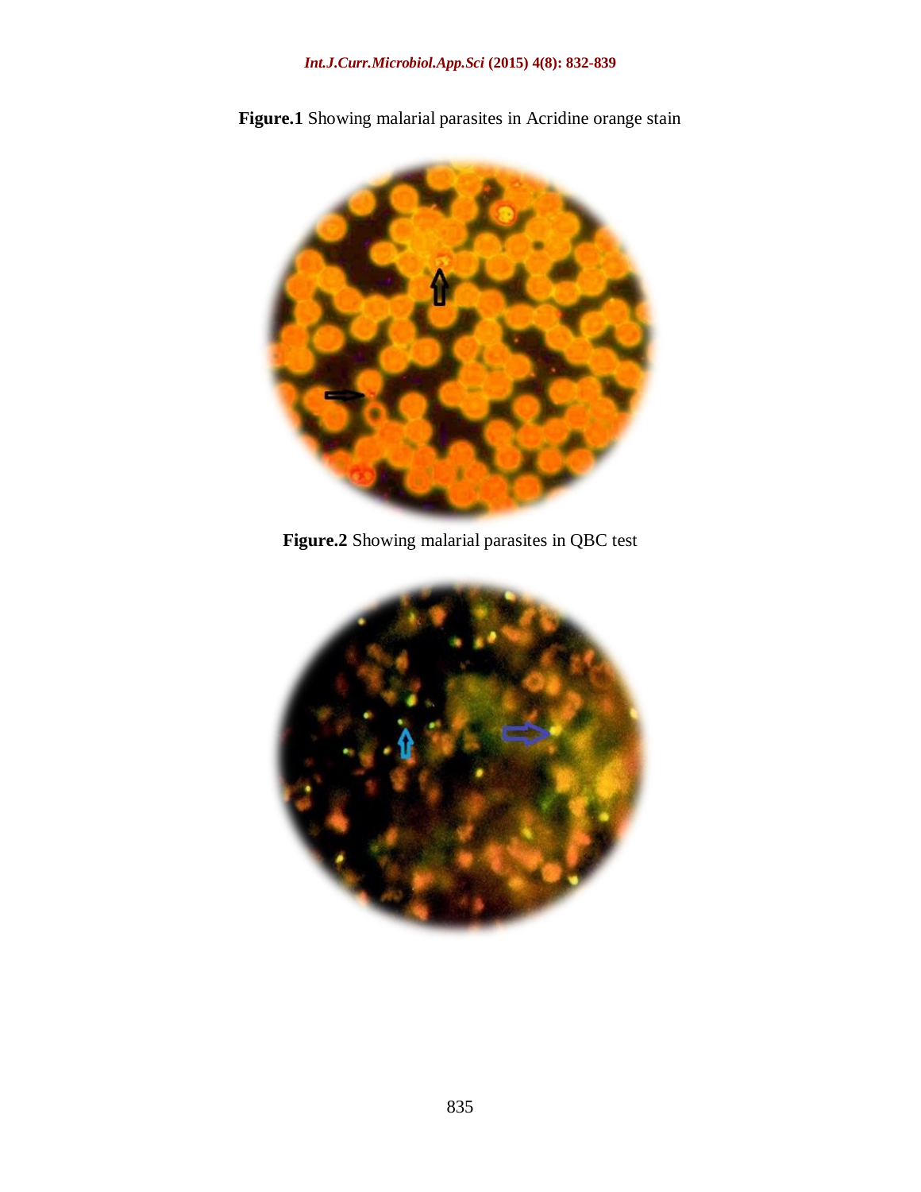**Figure.1** Showing malarial parasites in Acridine orange stain

**Figure.2** Showing malarial parasites in QBC test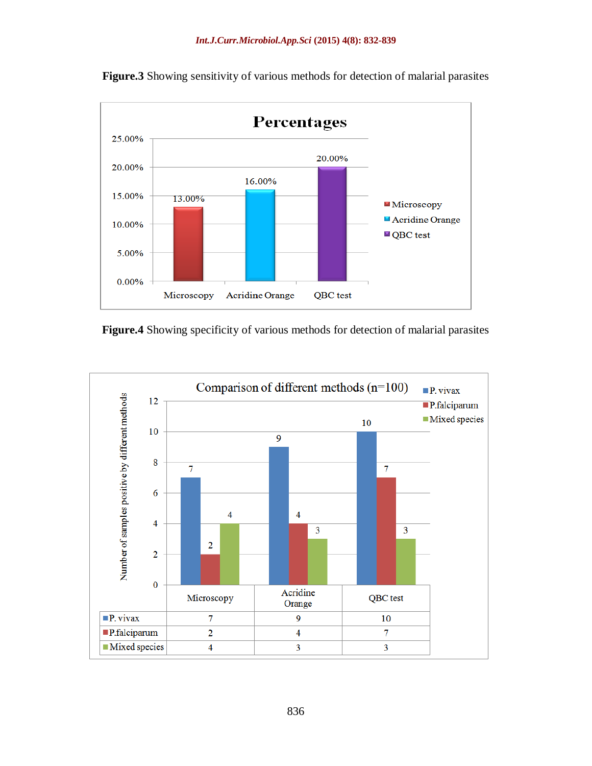**Figure.3** Showing sensitivity of various methods for detection of malarial parasites

**Figure.4** Showing specificity of various methods for detection of malarial parasites

| | Microscopy | Acridine Orange | QBC test |
|---|---|---|---|
| P. vivax | 7 | 9 | 10 |
| P.falciparum | 2 | 4 | 7 |
| Mixed species | 4 | 3 | 3 |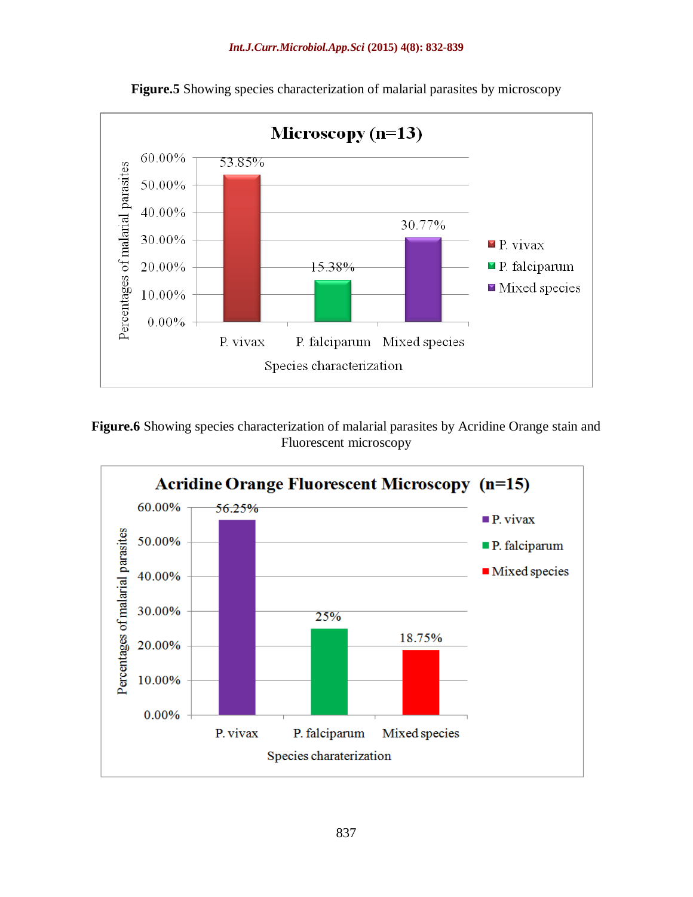**Figure.5** Showing species characterization of malarial parasites by microscopy

**Figure.6** Showing species characterization of malarial parasites by Acridine Orange stain and Fluorescent microscopy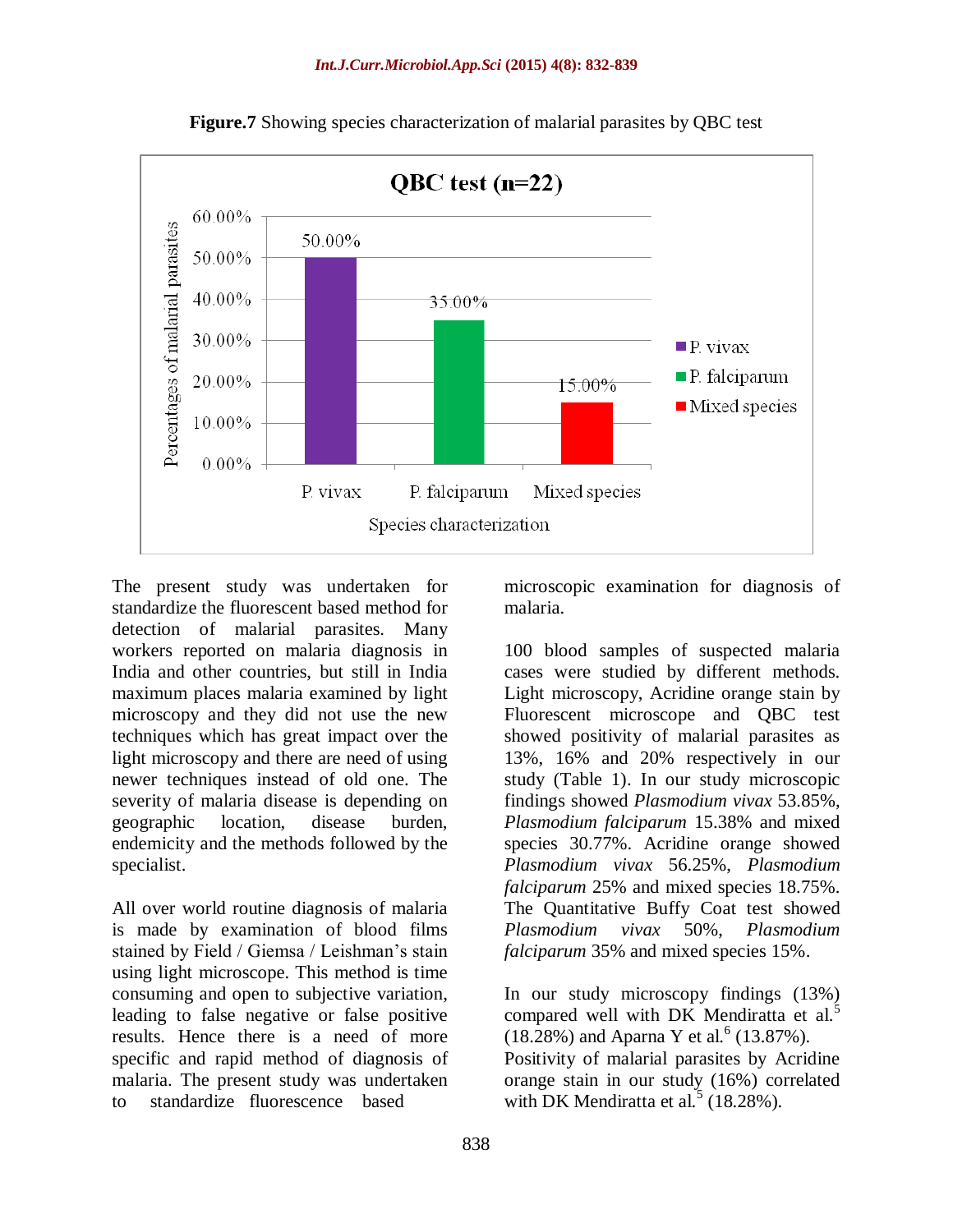**Figure.7** Showing species characterization of malarial parasites by QBC test

The present study was undertaken for standardize the fluorescent based method for detection of malarial parasites. Many workers reported on malaria diagnosis in India and other countries, but still in India maximum places malaria examined by light microscopy and they did not use the new techniques which has great impact over the light microscopy and there are need of using newer techniques instead of old one. The severity of malaria disease is depending on geographic location, disease burden, endemicity and the methods followed by the specialist.

All over world routine diagnosis of malaria is made by examination of blood films stained by Field / Giemsa / Leishman's stain using light microscope. This method is time consuming and open to subjective variation, leading to false negative or false positive results. Hence there is a need of more specific and rapid method of diagnosis of malaria. The present study was undertaken to standardize fluorescence based microscopic examination for diagnosis of malaria.

100 blood samples of suspected malaria cases were studied by different methods. Light microscopy, Acridine orange stain by Fluorescent microscope and QBC test showed positivity of malarial parasites as 13%, 16% and 20% respectively in our study (Table 1). In our study microscopic findings showed *Plasmodium vivax* 53.85%, *Plasmodium falciparum* 15.38% and mixed species 30.77%. Acridine orange showed *Plasmodium vivax* 56.25%, *Plasmodium falciparum* 25% and mixed species 18.75%. The Quantitative Buffy Coat test showed *Plasmodium vivax* 50%, *Plasmodium falciparum* 35% and mixed species 15%.

In our study microscopy findings (13%) compared well with DK Mendiratta et al.[5] (18.28%) and Aparna Y et al.[6] (13.87%). Positivity of malarial parasites by Acridine orange stain in our study (16%) correlated with DK Mendiratta et al.[5] (18.28%).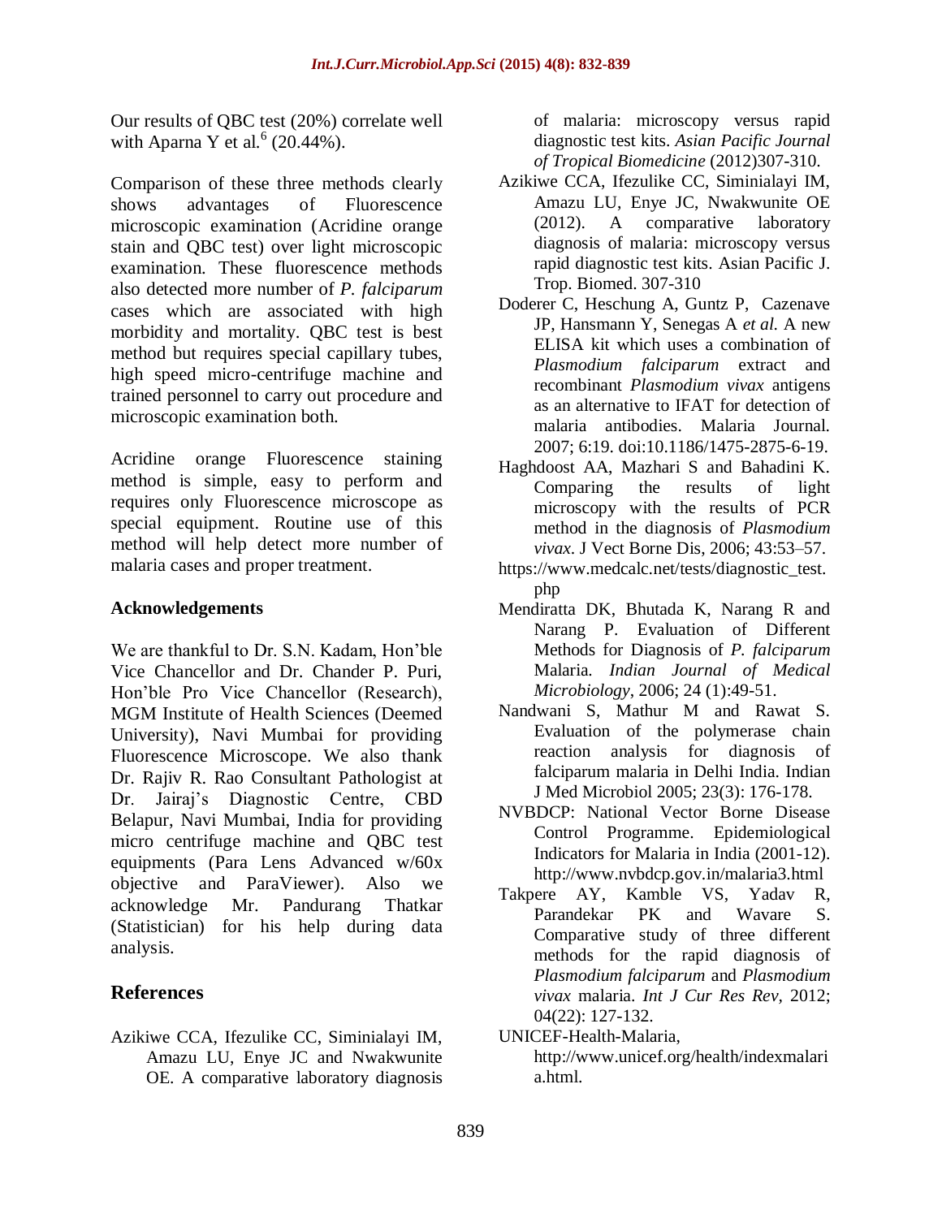Our results of QBC test (20%) correlate well with Aparna Y et al.[6] (20.44%).

Comparison of these three methods clearly shows advantages of Fluorescence microscopic examination (Acridine orange stain and QBC test) over light microscopic examination. These fluorescence methods also detected more number of *P. falciparum* cases which are associated with high morbidity and mortality. QBC test is best method but requires special capillary tubes, high speed micro-centrifuge machine and trained personnel to carry out procedure and microscopic examination both.

Acridine orange Fluorescence staining method is simple, easy to perform and requires only Fluorescence microscope as special equipment. Routine use of this method will help detect more number of malaria cases and proper treatment.

### Acknowledgements

We are thankful to Dr. S.N. Kadam, Hon'ble Vice Chancellor and Dr. Chander P. Puri, Hon'ble Pro Vice Chancellor (Research), MGM Institute of Health Sciences (Deemed University), Navi Mumbai for providing Fluorescence Microscope. We also thank Dr. Rajiv R. Rao Consultant Pathologist at Dr. Jairaj's Diagnostic Centre, CBD Belapur, Navi Mumbai, India for providing micro centrifuge machine and QBC test equipments (Para Lens Advanced w/60x objective and ParaViewer). Also we acknowledge Mr. Pandurang Thatkar (Statistician) for his help during data analysis.

## References

Azikiwe CCA, Ifezulike CC, Siminialayi IM, Amazu LU, Enye JC and Nwakwunite OE. A comparative laboratory diagnosis of malaria: microscopy versus rapid diagnostic test kits. *Asian Pacific Journal of Tropical Biomedicine* (2012)307-310.

Azikiwe CCA, Ifezulike CC, Siminialayi IM, Amazu LU, Enye JC, Nwakwunite OE (2012). A comparative laboratory diagnosis of malaria: microscopy versus rapid diagnostic test kits. Asian Pacific J. Trop. Biomed. 307-310

Doderer C, Heschung A, Guntz P, Cazenave JP, Hansmann Y, Senegas A *et al.* A new ELISA kit which uses a combination of *Plasmodium falciparum* extract and recombinant *Plasmodium vivax* antigens as an alternative to IFAT for detection of malaria antibodies. Malaria Journal. 2007; 6:19. doi:10.1186/1475-2875-6-19.

Haghdoost AA, Mazhari S and Bahadini K. Comparing the results of light microscopy with the results of PCR method in the diagnosis of *Plasmodium vivax*. J Vect Borne Dis, 2006; 43:53–57.

https://www.medcalc.net/tests/diagnostic_test.php

Mendiratta DK, Bhutada K, Narang R and Narang P. Evaluation of Different Methods for Diagnosis of *P. falciparum* Malaria. *Indian Journal of Medical Microbiology*, 2006; 24 (1):49-51.

Nandwani S, Mathur M and Rawat S. Evaluation of the polymerase chain reaction analysis for diagnosis of falciparum malaria in Delhi India. Indian J Med Microbiol 2005; 23(3): 176-178.

NVBDCP: National Vector Borne Disease Control Programme. Epidemiological Indicators for Malaria in India (2001-12). http://www.nvbdcp.gov.in/malaria3.html

Takpere AY, Kamble VS, Yadav R, Parandekar PK and Wavare S. Comparative study of three different methods for the rapid diagnosis of *Plasmodium falciparum* and *Plasmodium vivax* malaria. *Int J Cur Res Rev*, 2012; 04(22): 127-132.

UNICEF-Health-Malaria, http://www.unicef.org/health/indexmalaria.html.